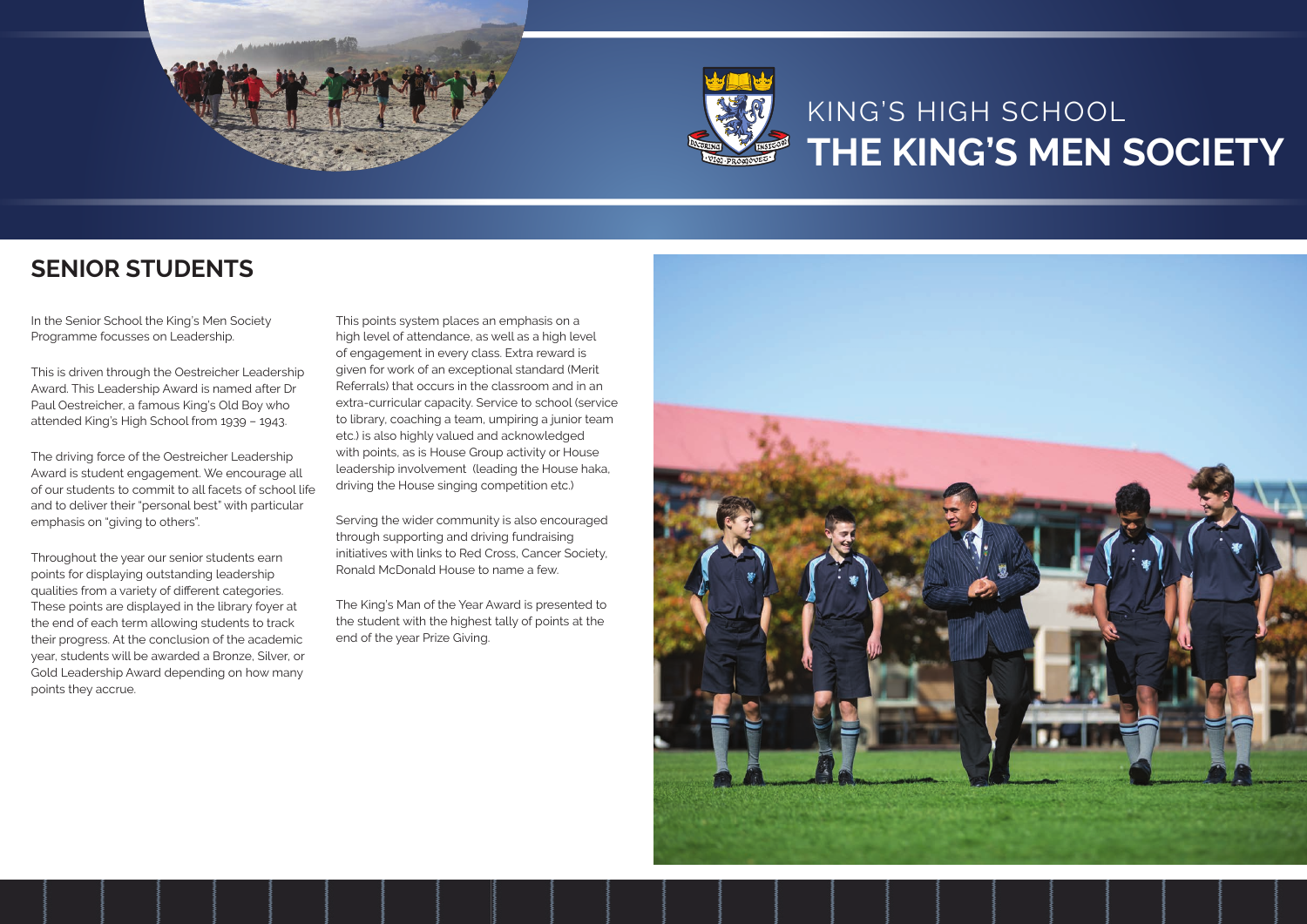# KING'S HIGH SCHOOL
# THE KING'S MEN SOCIETY

## SENIOR STUDENTS

In the Senior School the King's Men Society Programme focusses on Leadership.

This is driven through the Oestreicher Leadership Award. This Leadership Award is named after Dr Paul Oestreicher, a famous King's Old Boy who attended King's High School from 1939 – 1943.

The driving force of the Oestreicher Leadership Award is student engagement. We encourage all of our students to commit to all facets of school life and to deliver their "personal best" with particular emphasis on "giving to others".

Throughout the year our senior students earn points for displaying outstanding leadership qualities from a variety of different categories. These points are displayed in the library foyer at the end of each term allowing students to track their progress. At the conclusion of the academic year, students will be awarded a Bronze, Silver, or Gold Leadership Award depending on how many points they accrue.

This points system places an emphasis on a high level of attendance, as well as a high level of engagement in every class. Extra reward is given for work of an exceptional standard (Merit Referrals) that occurs in the classroom and in an extra-curricular capacity. Service to school (service to library, coaching a team, umpiring a junior team etc.) is also highly valued and acknowledged with points, as is House Group activity or House leadership involvement (leading the House haka, driving the House singing competition etc.)

Serving the wider community is also encouraged through supporting and driving fundraising initiatives with links to Red Cross, Cancer Society, Ronald McDonald House to name a few.

The King's Man of the Year Award is presented to the student with the highest tally of points at the end of the year Prize Giving.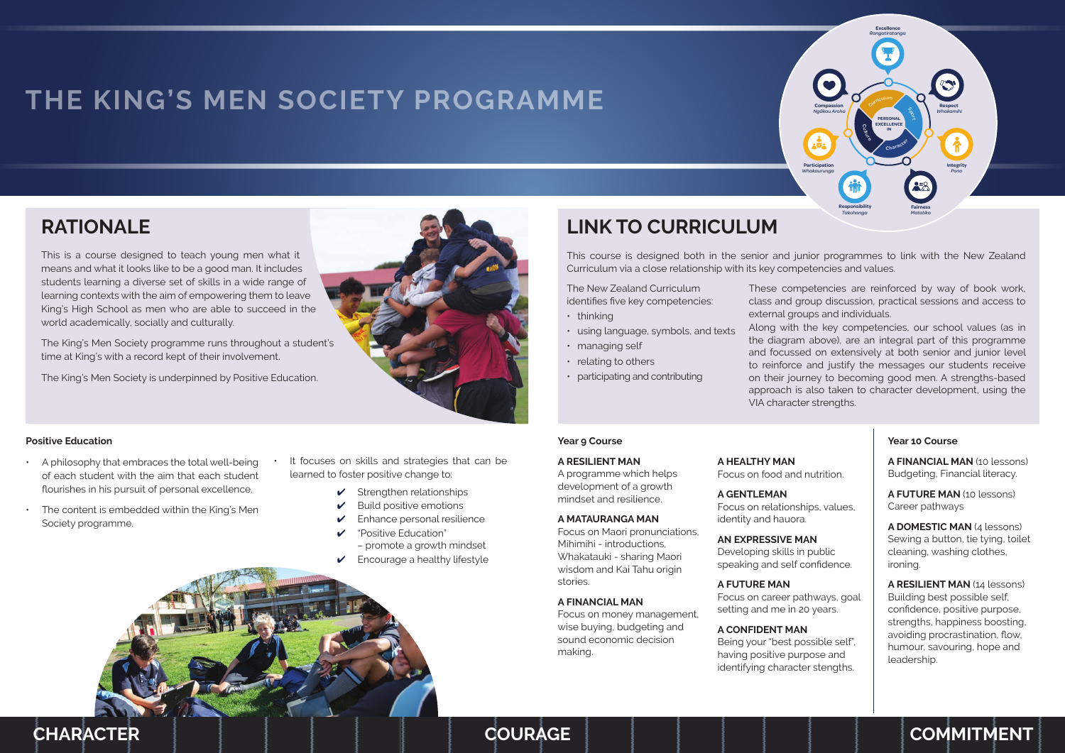# THE KING'S MEN SOCIETY PROGRAMME

Excellence
*Rangatiratanga*

Compassion
*Ngākau Aroha*

Respect
*Whakamhi*

Participation
*Whakaurunga*

Integrity
*Pono*

Responsibility
*Takohanga*

Fairness
*Matatika*

PERSONAL EXCELLENCE IN

Curriculum

Sport

Character

Culture

## RATIONALE

This is a course designed to teach young men what it means and what it looks like to be a good man. It includes students learning a diverse set of skills in a wide range of learning contexts with the aim of empowering them to leave King's High School as men who are able to succeed in the world academically, socially and culturally.

The King's Men Society programme runs throughout a student's time at King's with a record kept of their involvement.

The King's Men Society is underpinned by Positive Education.

### Positive Education

- A philosophy that embraces the total well-being of each student with the aim that each student flourishes in his pursuit of personal excellence.
- The content is embedded within the King's Men Society programme.
- It focuses on skills and strategies that can be learned to foster positive change to:
  - ✔ Strengthen relationships
  - ✔ Build positive emotions
  - ✔ Enhance personal resilience
  - ✔ "Positive Education" – promote a growth mindset
  - ✔ Encourage a healthy lifestyle

## LINK TO CURRICULUM

This course is designed both in the senior and junior programmes to link with the New Zealand Curriculum via a close relationship with its key competencies and values.

The New Zealand Curriculum identifies five key competencies:

- thinking
- using language, symbols, and texts
- managing self
- relating to others
- participating and contributing

These competencies are reinforced by way of book work, class and group discussion, practical sessions and access to external groups and individuals.

Along with the key competencies, our school values (as in the diagram above), are an integral part of this programme and focussed on extensively at both senior and junior level to reinforce and justify the messages our students receive on their journey to becoming good men. A strengths-based approach is also taken to character development, using the VIA character strengths.

### Year 9 Course

**A RESILIENT MAN**
A programme which helps development of a growth mindset and resilience.

**A MATAURANGA MAN**
Focus on Maori pronunciations, Mihimihi - introductions, Whakatauki - sharing Maori wisdom and Kai Tahu origin stories.

**A FINANCIAL MAN**
Focus on money management, wise buying, budgeting and sound economic decision making.

**A HEALTHY MAN**
Focus on food and nutrition.

**A GENTLEMAN**
Focus on relationships, values, identity and hauora.

**AN EXPRESSIVE MAN**
Developing skills in public speaking and self confidence.

**A FUTURE MAN**
Focus on career pathways, goal setting and me in 20 years.

**A CONFIDENT MAN**
Being your "best possible self", having positive purpose and identifying character stengths.

### Year 10 Course

**A FINANCIAL MAN** (10 lessons)
Budgeting, Financial literacy.

**A FUTURE MAN** (10 lessons)
Career pathways

**A DOMESTIC MAN** (4 lessons)
Sewing a button, tie tying, toilet cleaning, washing clothes, ironing.

**A RESILIENT MAN** (14 lessons)
Building best possible self, confidence, positive purpose, strengths, happiness boosting, avoiding procrastination, flow, humour, savouring, hope and leadership.

CHARACTER | COURAGE | COMMITMENT